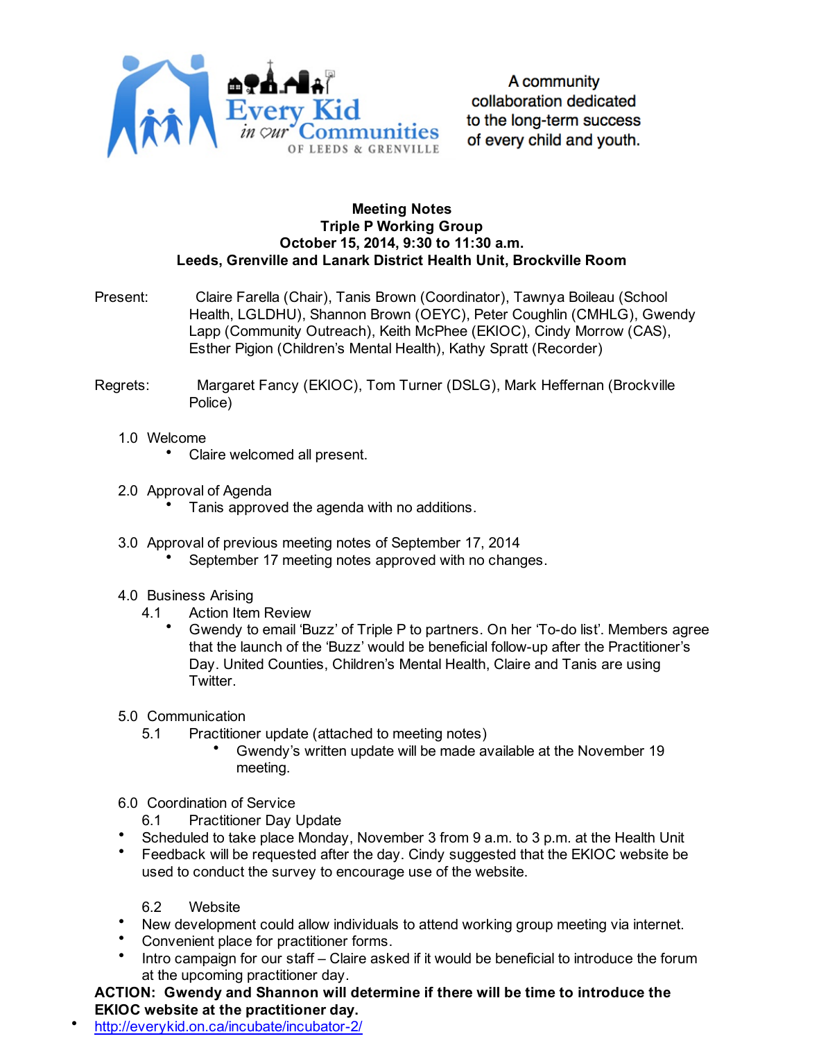Every Kid in our Communities OF LEEDS & GRENVILLE

A community collaboration dedicated to the long-term success of every child and youth.

**Meeting Notes**
**Triple P Working Group**
**October 15, 2014, 9:30 to 11:30 a.m.**
**Leeds, Grenville and Lanark District Health Unit, Brockville Room**

Present: Claire Farella (Chair), Tanis Brown (Coordinator), Tawnya Boileau (School Health, LGLDHU), Shannon Brown (OEYC), Peter Coughlin (CMHLG), Gwendy Lapp (Community Outreach), Keith McPhee (EKIOC), Cindy Morrow (CAS), Esther Pigion (Children's Mental Health), Kathy Spratt (Recorder)

Regrets: Margaret Fancy (EKIOC), Tom Turner (DSLG), Mark Heffernan (Brockville Police)

1.0 Welcome
- Claire welcomed all present.

2.0 Approval of Agenda
- Tanis approved the agenda with no additions.

3.0 Approval of previous meeting notes of September 17, 2014
- September 17 meeting notes approved with no changes.

4.0 Business Arising

4.1 Action Item Review
- Gwendy to email 'Buzz' of Triple P to partners. On her 'To-do list'. Members agree that the launch of the 'Buzz' would be beneficial follow-up after the Practitioner's Day. United Counties, Children's Mental Health, Claire and Tanis are using Twitter.

5.0 Communication

5.1 Practitioner update (attached to meeting notes)
- Gwendy's written update will be made available at the November 19 meeting.

6.0 Coordination of Service

6.1 Practitioner Day Update
- Scheduled to take place Monday, November 3 from 9 a.m. to 3 p.m. at the Health Unit
- Feedback will be requested after the day. Cindy suggested that the EKIOC website be used to conduct the survey to encourage use of the website.

6.2 Website
- New development could allow individuals to attend working group meeting via internet.
- Convenient place for practitioner forms.
- Intro campaign for our staff – Claire asked if it would be beneficial to introduce the forum at the upcoming practitioner day.

**ACTION: Gwendy and Shannon will determine if there will be time to introduce the EKIOC website at the practitioner day.**

- http://everykid.on.ca/incubate/incubator-2/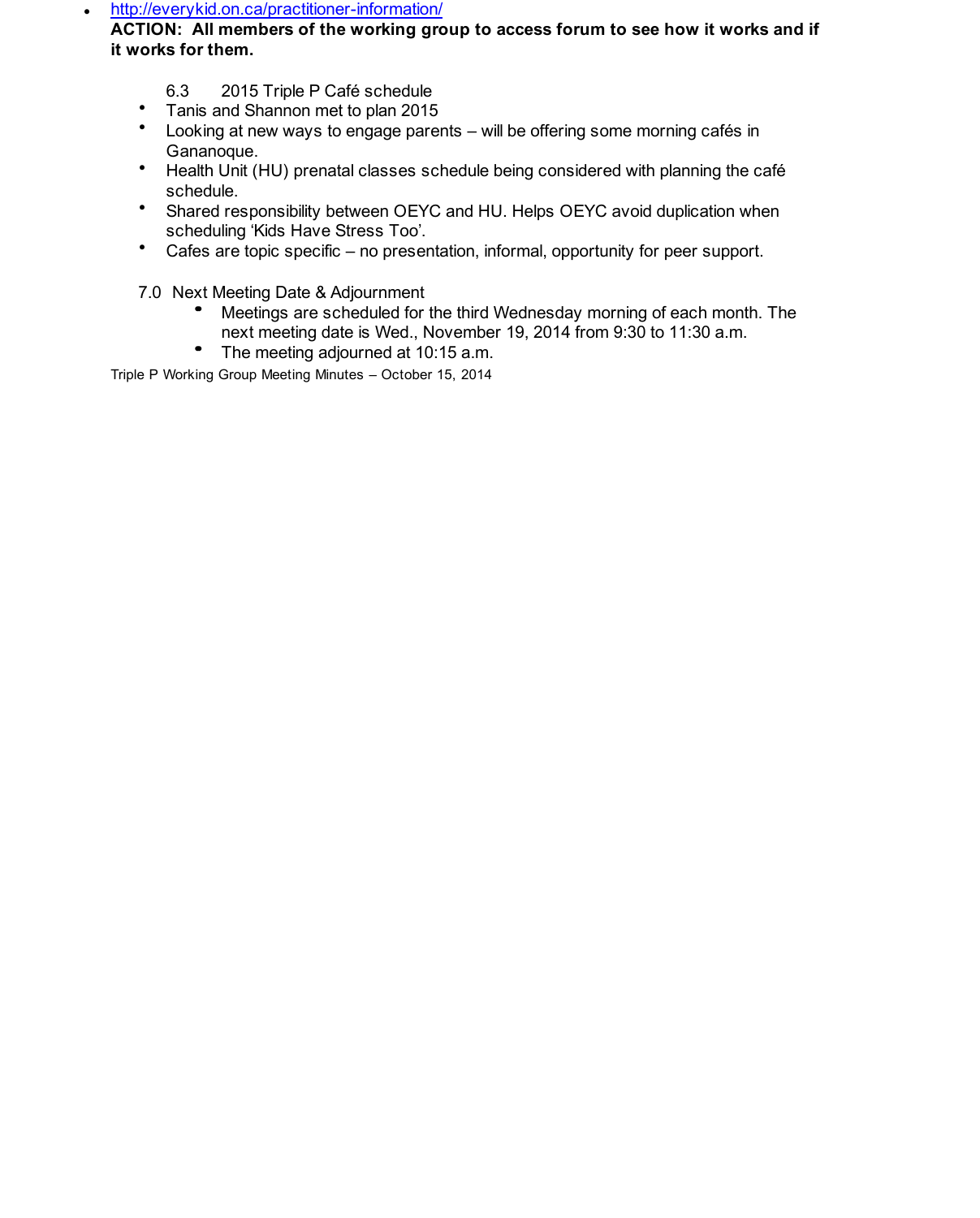- http://everykid.on.ca/practitioner-information/

**ACTION: All members of the working group to access forum to see how it works and if it works for them.**

6.3 2015 Triple P Café schedule

- Tanis and Shannon met to plan 2015
- Looking at new ways to engage parents – will be offering some morning cafés in Gananoque.
- Health Unit (HU) prenatal classes schedule being considered with planning the café schedule.
- Shared responsibility between OEYC and HU. Helps OEYC avoid duplication when scheduling 'Kids Have Stress Too'.
- Cafes are topic specific – no presentation, informal, opportunity for peer support.

7.0 Next Meeting Date & Adjournment

- Meetings are scheduled for the third Wednesday morning of each month. The next meeting date is Wed., November 19, 2014 from 9:30 to 11:30 a.m.
- The meeting adjourned at 10:15 a.m.